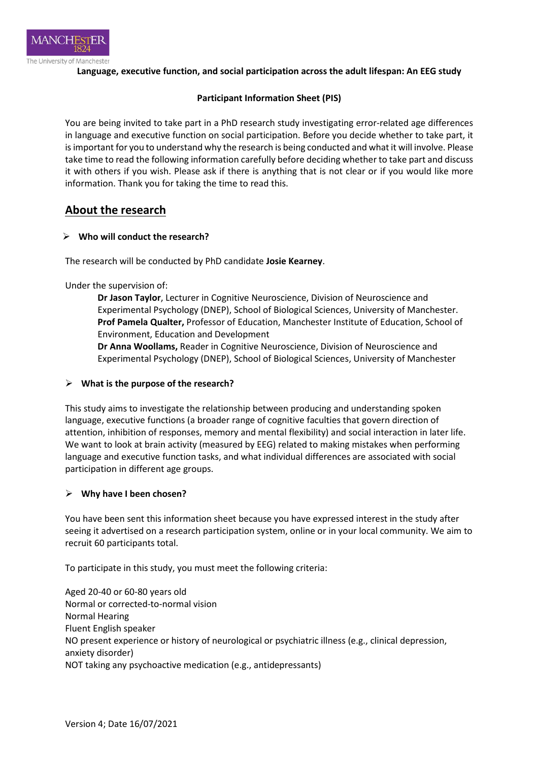**Language, executive function, and social participation across the adult lifespan: An EEG study**

**Participant Information Sheet (PIS)**

You are being invited to take part in a PhD research study investigating error-related age differences in language and executive function on social participation. Before you decide whether to take part, it is important for you to understand why the research is being conducted and what it will involve. Please take time to read the following information carefully before deciding whether to take part and discuss it with others if you wish. Please ask if there is anything that is not clear or if you would like more information. Thank you for taking the time to read this.

## About the research

### Who will conduct the research?

The research will be conducted by PhD candidate **Josie Kearney**.

Under the supervision of:

**Dr Jason Taylor**, Lecturer in Cognitive Neuroscience, Division of Neuroscience and Experimental Psychology (DNEP), School of Biological Sciences, University of Manchester.
**Prof Pamela Qualter,** Professor of Education, Manchester Institute of Education, School of Environment, Education and Development
**Dr Anna Woollams,** Reader in Cognitive Neuroscience, Division of Neuroscience and Experimental Psychology (DNEP), School of Biological Sciences, University of Manchester

### What is the purpose of the research?

This study aims to investigate the relationship between producing and understanding spoken language, executive functions (a broader range of cognitive faculties that govern direction of attention, inhibition of responses, memory and mental flexibility) and social interaction in later life. We want to look at brain activity (measured by EEG) related to making mistakes when performing language and executive function tasks, and what individual differences are associated with social participation in different age groups.

### Why have I been chosen?

You have been sent this information sheet because you have expressed interest in the study after seeing it advertised on a research participation system, online or in your local community. We aim to recruit 60 participants total.

To participate in this study, you must meet the following criteria:

Aged 20-40 or 60-80 years old
Normal or corrected-to-normal vision
Normal Hearing
Fluent English speaker
NO present experience or history of neurological or psychiatric illness (e.g., clinical depression, anxiety disorder)
NOT taking any psychoactive medication (e.g., antidepressants)

Version 4; Date 16/07/2021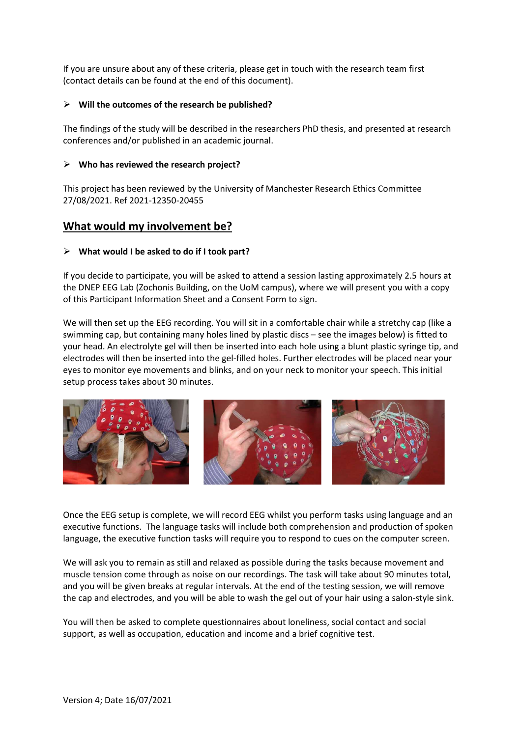If you are unsure about any of these criteria, please get in touch with the research team first (contact details can be found at the end of this document).

- **Will the outcomes of the research be published?**

The findings of the study will be described in the researchers PhD thesis, and presented at research conferences and/or published in an academic journal.

- **Who has reviewed the research project?**

This project has been reviewed by the University of Manchester Research Ethics Committee 27/08/2021. Ref 2021-12350-20455

## What would my involvement be?

- **What would I be asked to do if I took part?**

If you decide to participate, you will be asked to attend a session lasting approximately 2.5 hours at the DNEP EEG Lab (Zochonis Building, on the UoM campus), where we will present you with a copy of this Participant Information Sheet and a Consent Form to sign.

We will then set up the EEG recording. You will sit in a comfortable chair while a stretchy cap (like a swimming cap, but containing many holes lined by plastic discs – see the images below) is fitted to your head. An electrolyte gel will then be inserted into each hole using a blunt plastic syringe tip, and electrodes will then be inserted into the gel-filled holes. Further electrodes will be placed near your eyes to monitor eye movements and blinks, and on your neck to monitor your speech. This initial setup process takes about 30 minutes.

Once the EEG setup is complete, we will record EEG whilst you perform tasks using language and an executive functions. The language tasks will include both comprehension and production of spoken language, the executive function tasks will require you to respond to cues on the computer screen.

We will ask you to remain as still and relaxed as possible during the tasks because movement and muscle tension come through as noise on our recordings. The task will take about 90 minutes total, and you will be given breaks at regular intervals. At the end of the testing session, we will remove the cap and electrodes, and you will be able to wash the gel out of your hair using a salon-style sink.

You will then be asked to complete questionnaires about loneliness, social contact and social support, as well as occupation, education and income and a brief cognitive test.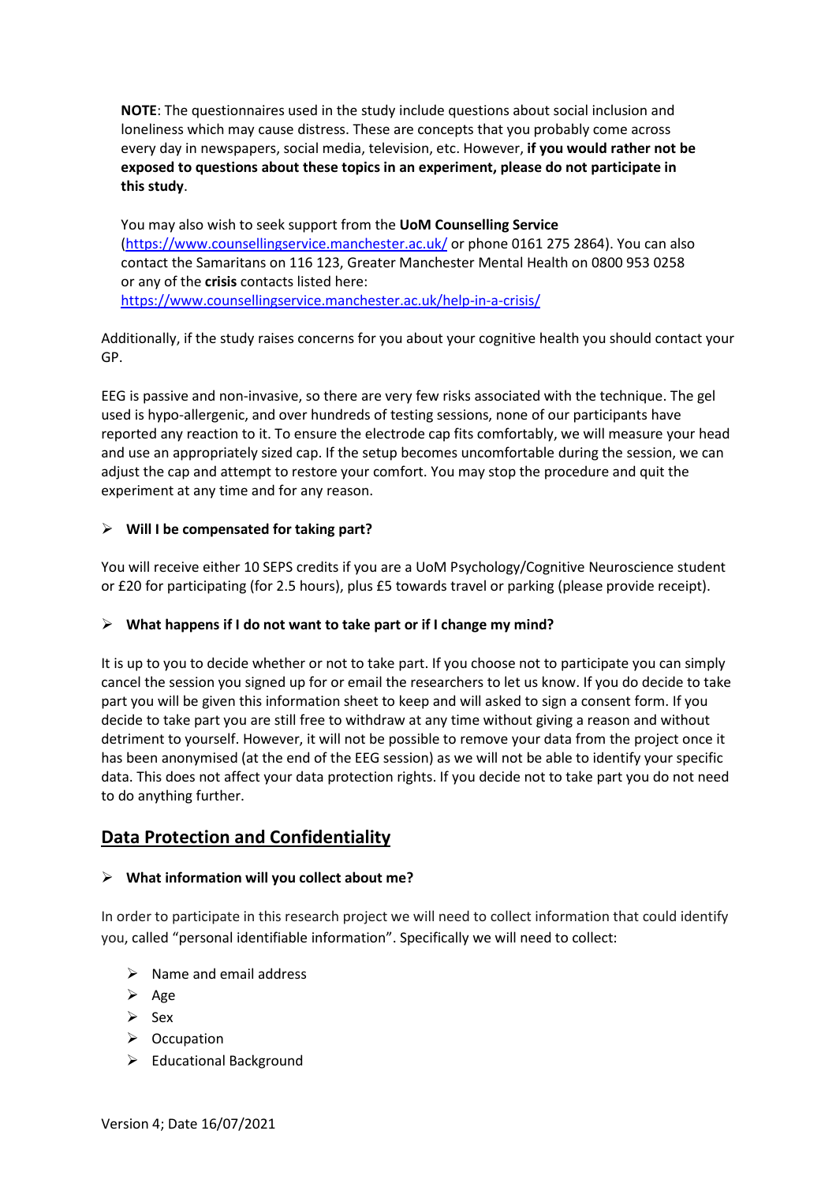**NOTE**: The questionnaires used in the study include questions about social inclusion and loneliness which may cause distress. These are concepts that you probably come across every day in newspapers, social media, television, etc. However, **if you would rather not be exposed to questions about these topics in an experiment, please do not participate in this study**.

You may also wish to seek support from the **UoM Counselling Service** (https://www.counsellingservice.manchester.ac.uk/ or phone 0161 275 2864). You can also contact the Samaritans on 116 123, Greater Manchester Mental Health on 0800 953 0258 or any of the **crisis** contacts listed here: https://www.counsellingservice.manchester.ac.uk/help-in-a-crisis/

Additionally, if the study raises concerns for you about your cognitive health you should contact your GP.

EEG is passive and non-invasive, so there are very few risks associated with the technique. The gel used is hypo-allergenic, and over hundreds of testing sessions, none of our participants have reported any reaction to it. To ensure the electrode cap fits comfortably, we will measure your head and use an appropriately sized cap. If the setup becomes uncomfortable during the session, we can adjust the cap and attempt to restore your comfort. You may stop the procedure and quit the experiment at any time and for any reason.

- **Will I be compensated for taking part?**

You will receive either 10 SEPS credits if you are a UoM Psychology/Cognitive Neuroscience student or £20 for participating (for 2.5 hours), plus £5 towards travel or parking (please provide receipt).

- **What happens if I do not want to take part or if I change my mind?**

It is up to you to decide whether or not to take part. If you choose not to participate you can simply cancel the session you signed up for or email the researchers to let us know. If you do decide to take part you will be given this information sheet to keep and will asked to sign a consent form. If you decide to take part you are still free to withdraw at any time without giving a reason and without detriment to yourself. However, it will not be possible to remove your data from the project once it has been anonymised (at the end of the EEG session) as we will not be able to identify your specific data. This does not affect your data protection rights. If you decide not to take part you do not need to do anything further.

## Data Protection and Confidentiality

- **What information will you collect about me?**

In order to participate in this research project we will need to collect information that could identify you, called "personal identifiable information". Specifically we will need to collect:

- Name and email address
- Age
- Sex
- Occupation
- Educational Background

Version 4; Date 16/07/2021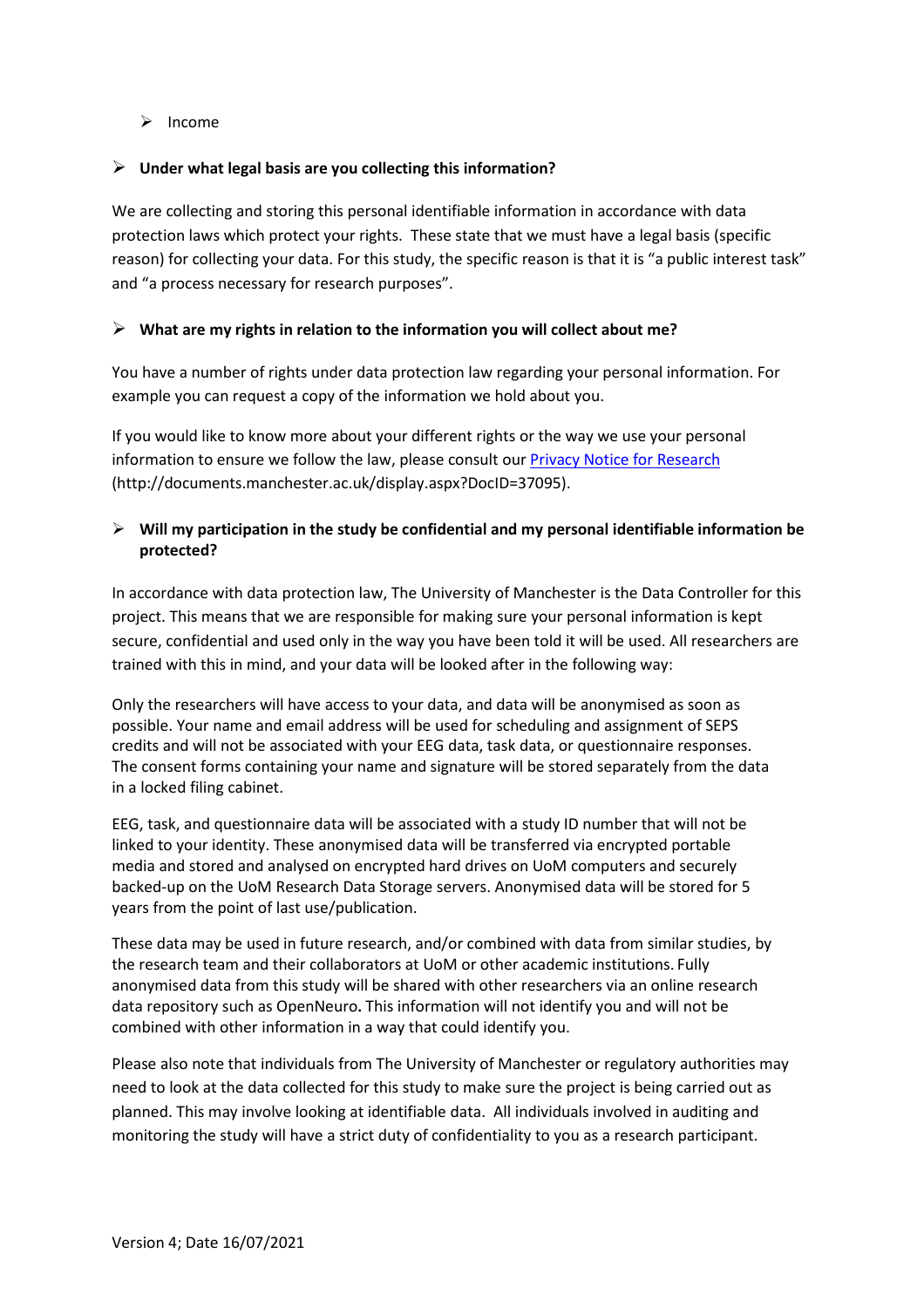- Income

- **Under what legal basis are you collecting this information?**

We are collecting and storing this personal identifiable information in accordance with data protection laws which protect your rights. These state that we must have a legal basis (specific reason) for collecting your data. For this study, the specific reason is that it is "a public interest task" and "a process necessary for research purposes".

- **What are my rights in relation to the information you will collect about me?**

You have a number of rights under data protection law regarding your personal information. For example you can request a copy of the information we hold about you.

If you would like to know more about your different rights or the way we use your personal information to ensure we follow the law, please consult our [Privacy Notice for Research](http://documents.manchester.ac.uk/display.aspx?DocID=37095) (http://documents.manchester.ac.uk/display.aspx?DocID=37095).

- **Will my participation in the study be confidential and my personal identifiable information be protected?**

In accordance with data protection law, The University of Manchester is the Data Controller for this project. This means that we are responsible for making sure your personal information is kept secure, confidential and used only in the way you have been told it will be used. All researchers are trained with this in mind, and your data will be looked after in the following way:

Only the researchers will have access to your data, and data will be anonymised as soon as possible. Your name and email address will be used for scheduling and assignment of SEPS credits and will not be associated with your EEG data, task data, or questionnaire responses. The consent forms containing your name and signature will be stored separately from the data in a locked filing cabinet.

EEG, task, and questionnaire data will be associated with a study ID number that will not be linked to your identity. These anonymised data will be transferred via encrypted portable media and stored and analysed on encrypted hard drives on UoM computers and securely backed-up on the UoM Research Data Storage servers. Anonymised data will be stored for 5 years from the point of last use/publication.

These data may be used in future research, and/or combined with data from similar studies, by the research team and their collaborators at UoM or other academic institutions. Fully anonymised data from this study will be shared with other researchers via an online research data repository such as OpenNeuro**.** This information will not identify you and will not be combined with other information in a way that could identify you.

Please also note that individuals from The University of Manchester or regulatory authorities may need to look at the data collected for this study to make sure the project is being carried out as planned. This may involve looking at identifiable data. All individuals involved in auditing and monitoring the study will have a strict duty of confidentiality to you as a research participant.

Version 4; Date 16/07/2021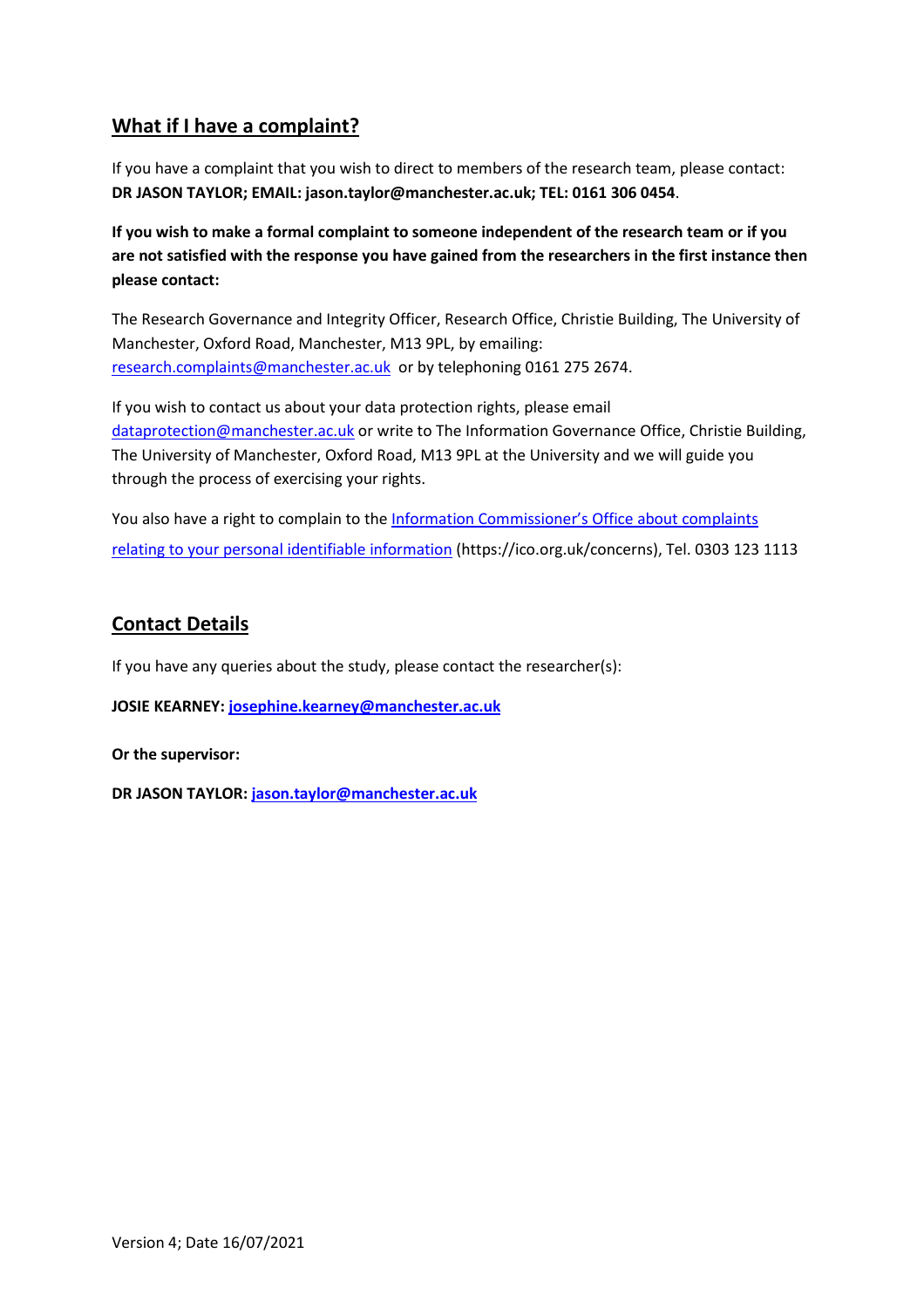## What if I have a complaint?

If you have a complaint that you wish to direct to members of the research team, please contact: **DR JASON TAYLOR; EMAIL: jason.taylor@manchester.ac.uk; TEL: 0161 306 0454**.

**If you wish to make a formal complaint to someone independent of the research team or if you are not satisfied with the response you have gained from the researchers in the first instance then please contact:**

The Research Governance and Integrity Officer, Research Office, Christie Building, The University of Manchester, Oxford Road, Manchester, M13 9PL, by emailing: research.complaints@manchester.ac.uk or by telephoning 0161 275 2674.

If you wish to contact us about your data protection rights, please email dataprotection@manchester.ac.uk or write to The Information Governance Office, Christie Building, The University of Manchester, Oxford Road, M13 9PL at the University and we will guide you through the process of exercising your rights.

You also have a right to complain to the Information Commissioner's Office about complaints relating to your personal identifiable information (https://ico.org.uk/concerns), Tel. 0303 123 1113

## Contact Details

If you have any queries about the study, please contact the researcher(s):

**JOSIE KEARNEY: josephine.kearney@manchester.ac.uk**

**Or the supervisor:**

**DR JASON TAYLOR: jason.taylor@manchester.ac.uk**

Version 4; Date 16/07/2021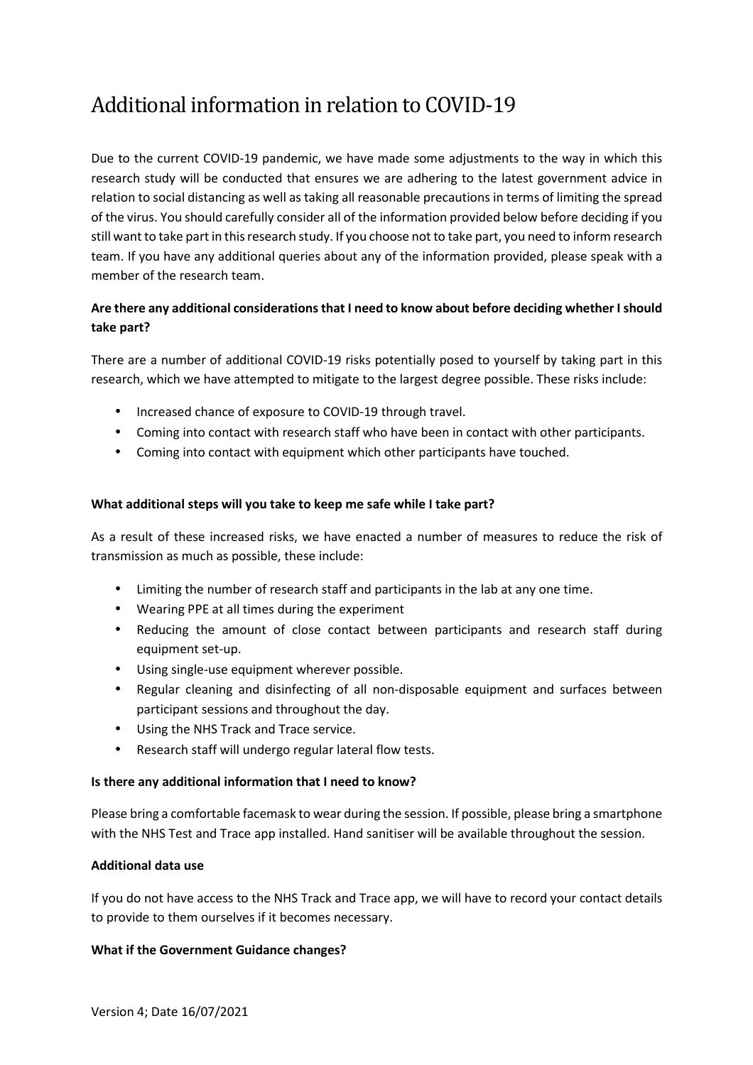# Additional information in relation to COVID-19

Due to the current COVID-19 pandemic, we have made some adjustments to the way in which this research study will be conducted that ensures we are adhering to the latest government advice in relation to social distancing as well as taking all reasonable precautions in terms of limiting the spread of the virus. You should carefully consider all of the information provided below before deciding if you still want to take part in this research study. If you choose not to take part, you need to inform research team. If you have any additional queries about any of the information provided, please speak with a member of the research team.

**Are there any additional considerations that I need to know about before deciding whether I should take part?**

There are a number of additional COVID-19 risks potentially posed to yourself by taking part in this research, which we have attempted to mitigate to the largest degree possible. These risks include:

- Increased chance of exposure to COVID-19 through travel.
- Coming into contact with research staff who have been in contact with other participants.
- Coming into contact with equipment which other participants have touched.

**What additional steps will you take to keep me safe while I take part?**

As a result of these increased risks, we have enacted a number of measures to reduce the risk of transmission as much as possible, these include:

- Limiting the number of research staff and participants in the lab at any one time.
- Wearing PPE at all times during the experiment
- Reducing the amount of close contact between participants and research staff during equipment set-up.
- Using single-use equipment wherever possible.
- Regular cleaning and disinfecting of all non-disposable equipment and surfaces between participant sessions and throughout the day.
- Using the NHS Track and Trace service.
- Research staff will undergo regular lateral flow tests.

**Is there any additional information that I need to know?**

Please bring a comfortable facemask to wear during the session. If possible, please bring a smartphone with the NHS Test and Trace app installed. Hand sanitiser will be available throughout the session.

**Additional data use**

If you do not have access to the NHS Track and Trace app, we will have to record your contact details to provide to them ourselves if it becomes necessary.

**What if the Government Guidance changes?**

Version 4; Date 16/07/2021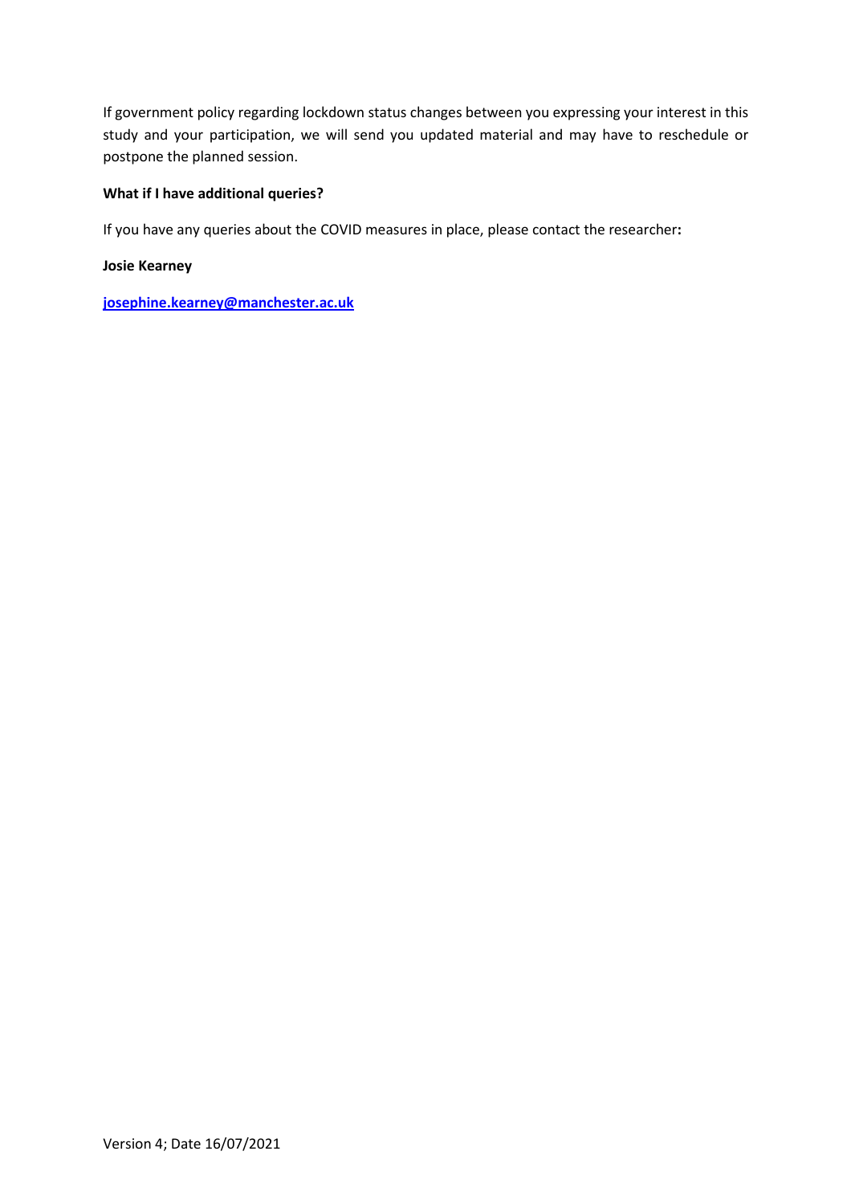If government policy regarding lockdown status changes between you expressing your interest in this study and your participation, we will send you updated material and may have to reschedule or postpone the planned session.

**What if I have additional queries?**

If you have any queries about the COVID measures in place, please contact the researcher**:**

**Josie Kearney**

**josephine.kearney@manchester.ac.uk**

Version 4; Date 16/07/2021